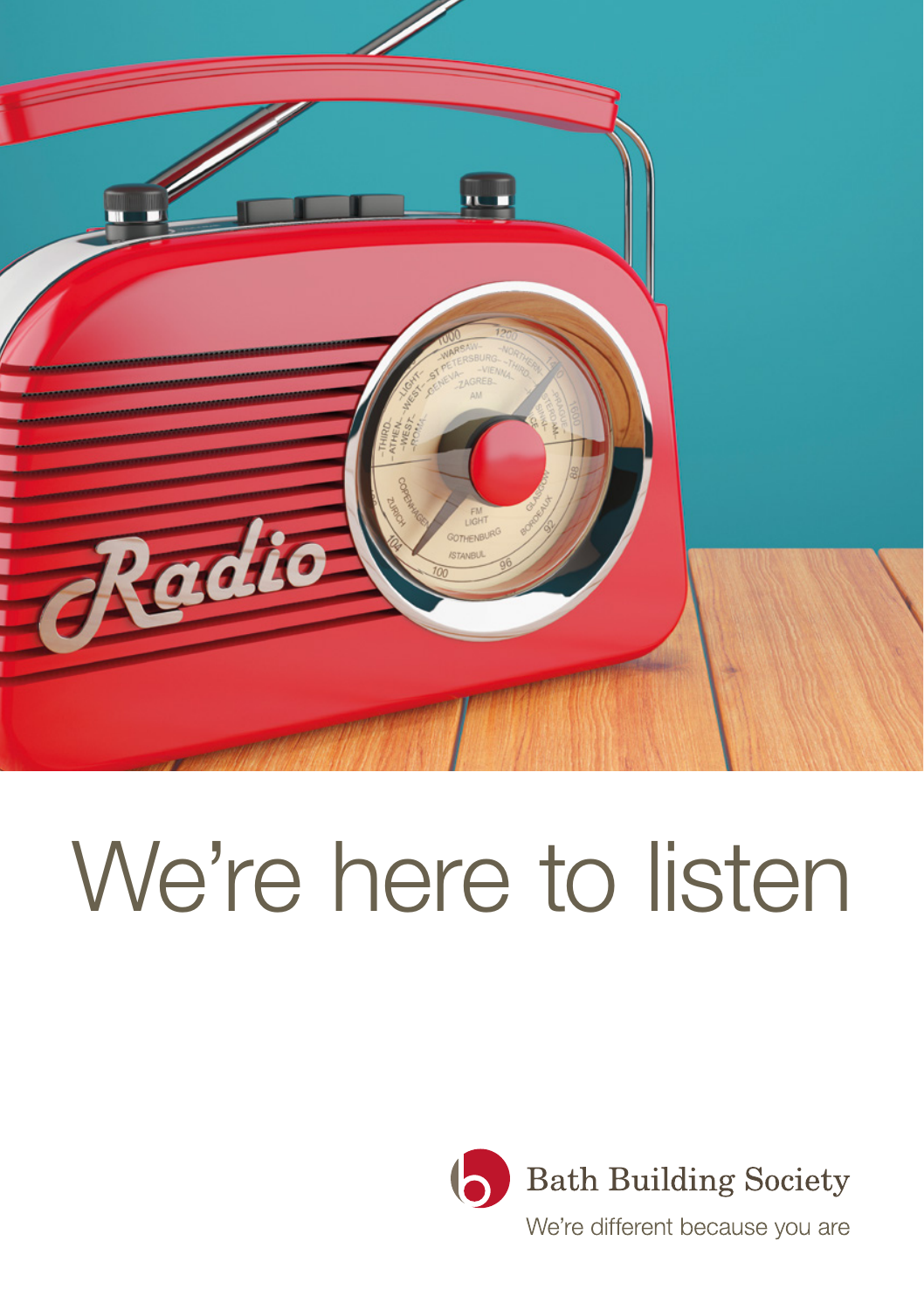# We're here to listen

Bath Building Society

We're different because you are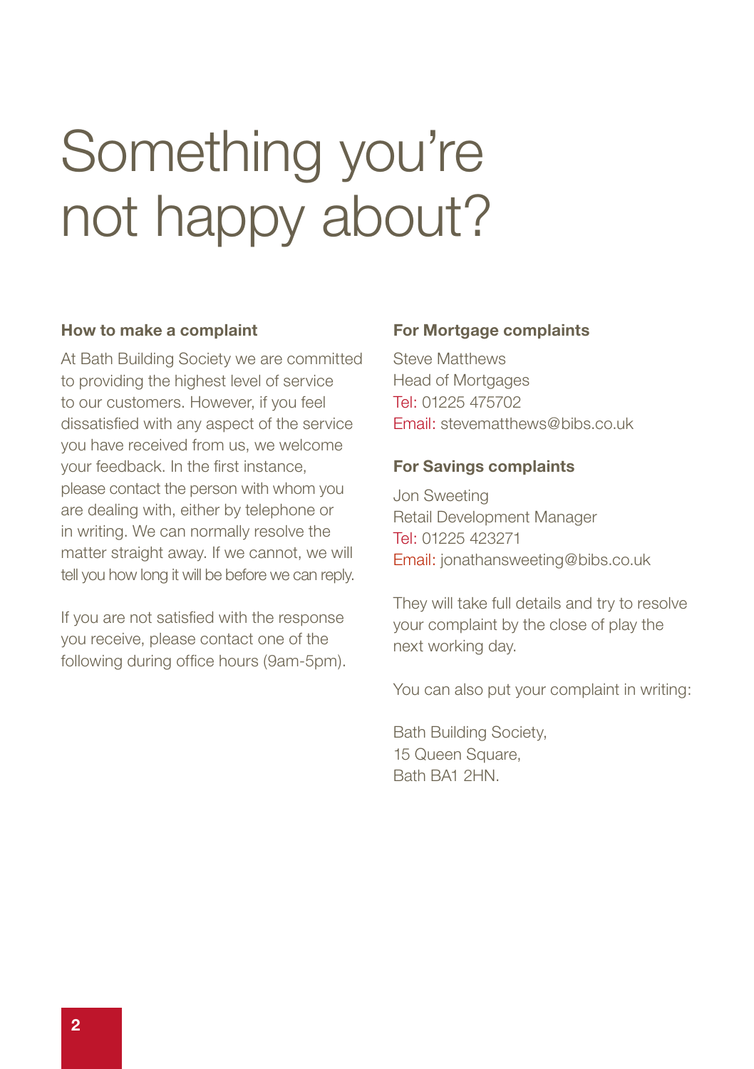# Something you're not happy about?

## How to make a complaint

At Bath Building Society we are committed to providing the highest level of service to our customers. However, if you feel dissatisfied with any aspect of the service you have received from us, we welcome your feedback. In the first instance, please contact the person with whom you are dealing with, either by telephone or in writing. We can normally resolve the matter straight away. If we cannot, we will tell you how long it will be before we can reply.

If you are not satisfied with the response you receive, please contact one of the following during office hours (9am-5pm).

## For Mortgage complaints

Steve Matthews
Head of Mortgages
Tel: 01225 475702
Email: stevematthews@bibs.co.uk

## For Savings complaints

Jon Sweeting
Retail Development Manager
Tel: 01225 423271
Email: jonathansweeting@bibs.co.uk

They will take full details and try to resolve your complaint by the close of play the next working day.

You can also put your complaint in writing:

Bath Building Society,
15 Queen Square,
Bath BA1 2HN.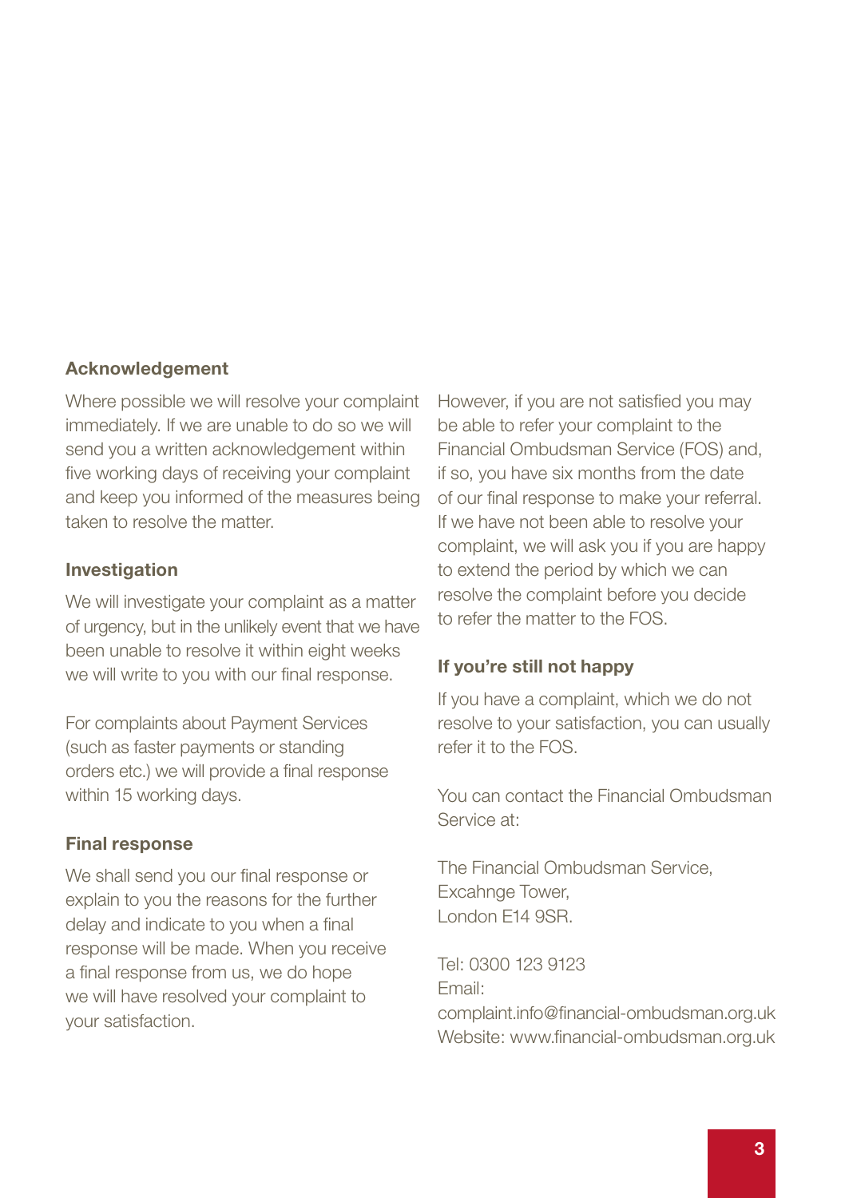### Acknowledgement

Where possible we will resolve your complaint immediately. If we are unable to do so we will send you a written acknowledgement within five working days of receiving your complaint and keep you informed of the measures being taken to resolve the matter.

### Investigation

We will investigate your complaint as a matter of urgency, but in the unlikely event that we have been unable to resolve it within eight weeks we will write to you with our final response.

For complaints about Payment Services (such as faster payments or standing orders etc.) we will provide a final response within 15 working days.

### Final response

We shall send you our final response or explain to you the reasons for the further delay and indicate to you when a final response will be made. When you receive a final response from us, we do hope we will have resolved your complaint to your satisfaction.

However, if you are not satisfied you may be able to refer your complaint to the Financial Ombudsman Service (FOS) and, if so, you have six months from the date of our final response to make your referral. If we have not been able to resolve your complaint, we will ask you if you are happy to extend the period by which we can resolve the complaint before you decide to refer the matter to the FOS.

### If you're still not happy

If you have a complaint, which we do not resolve to your satisfaction, you can usually refer it to the FOS.

You can contact the Financial Ombudsman Service at:

The Financial Ombudsman Service,
Excahnge Tower,
London E14 9SR.

Tel: 0300 123 9123
Email:
complaint.info@financial-ombudsman.org.uk
Website: www.financial-ombudsman.org.uk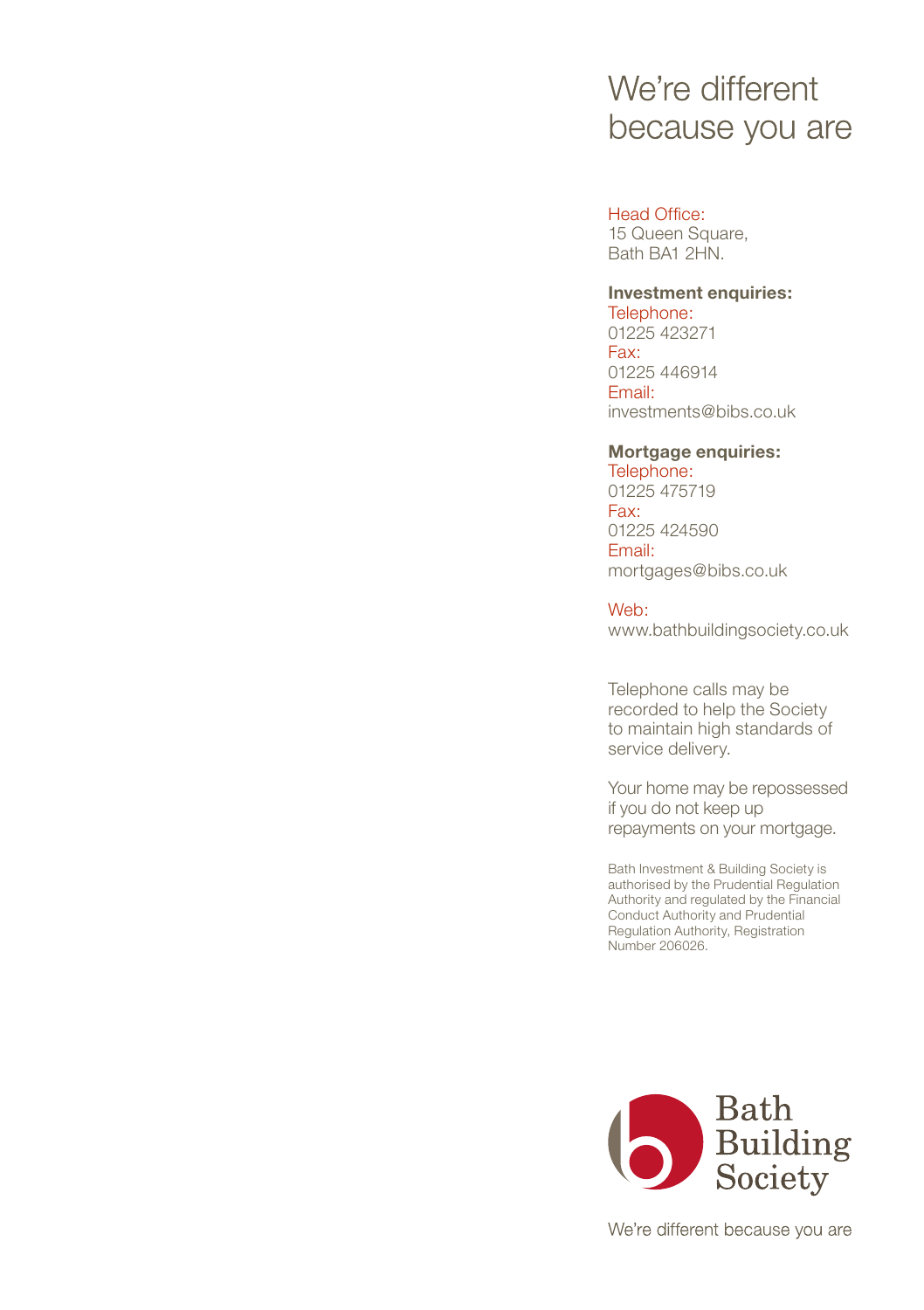# We're different because you are

Head Office:
15 Queen Square,
Bath BA1 2HN.

**Investment enquiries:**
Telephone:
01225 423271
Fax:
01225 446914
Email:
investments@bibs.co.uk

**Mortgage enquiries:**
Telephone:
01225 475719
Fax:
01225 424590
Email:
mortgages@bibs.co.uk

Web:
www.bathbuildingsociety.co.uk

Telephone calls may be recorded to help the Society to maintain high standards of service delivery.

Your home may be repossessed if you do not keep up repayments on your mortgage.

Bath Investment & Building Society is authorised by the Prudential Regulation Authority and regulated by the Financial Conduct Authority and Prudential Regulation Authority, Registration Number 206026.

Bath Building Society

We're different because you are